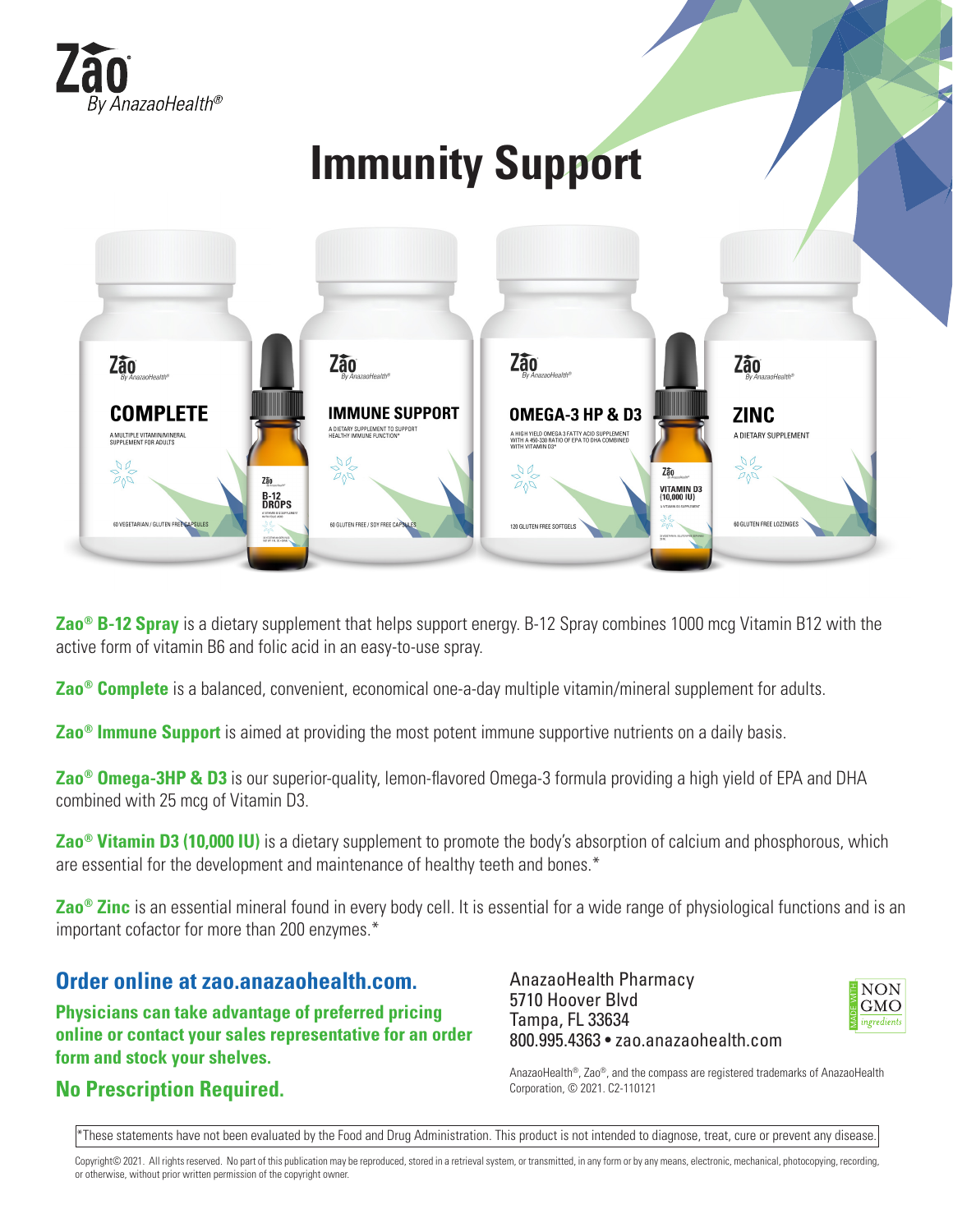Zāo
*By AnazaoHealth®*

# Immunity Support

**Zao® B-12 Spray** is a dietary supplement that helps support energy. B-12 Spray combines 1000 mcg Vitamin B12 with the active form of vitamin B6 and folic acid in an easy-to-use spray.

**Zao® Complete** is a balanced, convenient, economical one-a-day multiple vitamin/mineral supplement for adults.

**Zao® Immune Support** is aimed at providing the most potent immune supportive nutrients on a daily basis.

**Zao® Omega-3HP & D3** is our superior-quality, lemon-flavored Omega-3 formula providing a high yield of EPA and DHA combined with 25 mcg of Vitamin D3.

**Zao® Vitamin D3 (10,000 IU)** is a dietary supplement to promote the body's absorption of calcium and phosphorous, which are essential for the development and maintenance of healthy teeth and bones.*

**Zao® Zinc** is an essential mineral found in every body cell. It is essential for a wide range of physiological functions and is an important cofactor for more than 200 enzymes.*

## Order online at zao.anazaohealth.com.

**Physicians can take advantage of preferred pricing online or contact your sales representative for an order form and stock your shelves.**

## No Prescription Required.

AnazaoHealth Pharmacy
5710 Hoover Blvd
Tampa, FL 33634
800.995.4363 • zao.anazaohealth.com

MADE WITH NON GMO ingredients

AnazaoHealth®, Zao®, and the compass are registered trademarks of AnazaoHealth Corporation, © 2021. C2-110121

*These statements have not been evaluated by the Food and Drug Administration. This product is not intended to diagnose, treat, cure or prevent any disease.

Copyright© 2021. All rights reserved. No part of this publication may be reproduced, stored in a retrieval system, or transmitted, in any form or by any means, electronic, mechanical, photocopying, recording, or otherwise, without prior written permission of the copyright owner.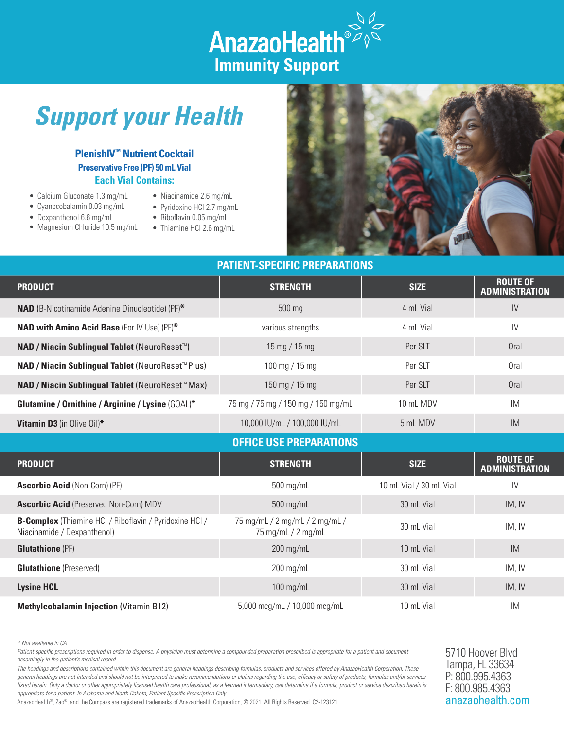# AnazaoHealth®

## Immunity Support

## *Support your Health*

### PlenishIV™ Nutrient Cocktail

**Preservative Free (PF) 50 mL Vial**

**Each Vial Contains:**

- Calcium Gluconate 1.3 mg/mL
- Cyanocobalamin 0.03 mg/mL
- Dexpanthenol 6.6 mg/mL
- Magnesium Chloride 10.5 mg/mL
- Niacinamide 2.6 mg/mL
- Pyridoxine HCl 2.7 mg/mL
- Riboflavin 0.05 mg/mL
- Thiamine HCl 2.6 mg/mL

## PATIENT-SPECIFIC PREPARATIONS

| PRODUCT | STRENGTH | SIZE | ROUTE OF ADMINISTRATION |
|---|---|---|---|
| **NAD** (B-Nicotinamide Adenine Dinucleotide) (PF)* | 500 mg | 4 mL Vial | IV |
| **NAD with Amino Acid Base** (For IV Use) (PF)* | various strengths | 4 mL Vial | IV |
| **NAD / Niacin Sublingual Tablet** (NeuroReset™) | 15 mg / 15 mg | Per SLT | Oral |
| **NAD / Niacin Sublingual Tablet** (NeuroReset™ Plus) | 100 mg / 15 mg | Per SLT | Oral |
| **NAD / Niacin Sublingual Tablet** (NeuroReset™ Max) | 150 mg / 15 mg | Per SLT | Oral |
| **Glutamine / Ornithine / Arginine / Lysine** (GOAL)* | 75 mg / 75 mg / 150 mg / 150 mg/mL | 10 mL MDV | IM |
| **Vitamin D3** (in Olive Oil)* | 10,000 IU/mL / 100,000 IU/mL | 5 mL MDV | IM |

## OFFICE USE PREPARATIONS

| PRODUCT | STRENGTH | SIZE | ROUTE OF ADMINISTRATION |
|---|---|---|---|
| **Ascorbic Acid** (Non-Corn) (PF) | 500 mg/mL | 10 mL Vial / 30 mL Vial | IV |
| **Ascorbic Acid** (Preserved Non-Corn) MDV | 500 mg/mL | 30 mL Vial | IM, IV |
| **B-Complex** (Thiamine HCl / Riboflavin / Pyridoxine HCl / Niacinamide / Dexpanthenol) | 75 mg/mL / 2 mg/mL / 2 mg/mL / 75 mg/mL / 2 mg/mL | 30 mL Vial | IM, IV |
| **Glutathione** (PF) | 200 mg/mL | 10 mL Vial | IM |
| **Glutathione** (Preserved) | 200 mg/mL | 30 mL Vial | IM, IV |
| **Lysine HCL** | 100 mg/mL | 30 mL Vial | IM, IV |
| **Methylcobalamin Injection** (Vitamin B12) | 5,000 mcg/mL / 10,000 mcg/mL | 10 mL Vial | IM |

*\* Not available in CA.*

*Patient-specific prescriptions required in order to dispense. A physician must determine a compounded preparation prescribed is appropriate for a patient and document accordingly in the patient's medical record.*

*The headings and descriptions contained within this document are general headings describing formulas, products and services offered by AnazaoHealth Corporation. These general headings are not intended and should not be interpreted to make recommendations or claims regarding the use, efficacy or safety of products, formulas and/or services listed herein. Only a doctor or other appropriately licensed health care professional, as a learned intermediary, can determine if a formula, product or service described herein is appropriate for a patient. In Alabama and North Dakota, Patient Specific Prescription Only.*

AnazaoHealth®, Zao®, and the Compass are registered trademarks of AnazaoHealth Corporation, © 2021. All Rights Reserved. C2-123121

5710 Hoover Blvd
Tampa, FL 33634
P: 800.995.4363
F: 800.985.4363
anazaohealth.com